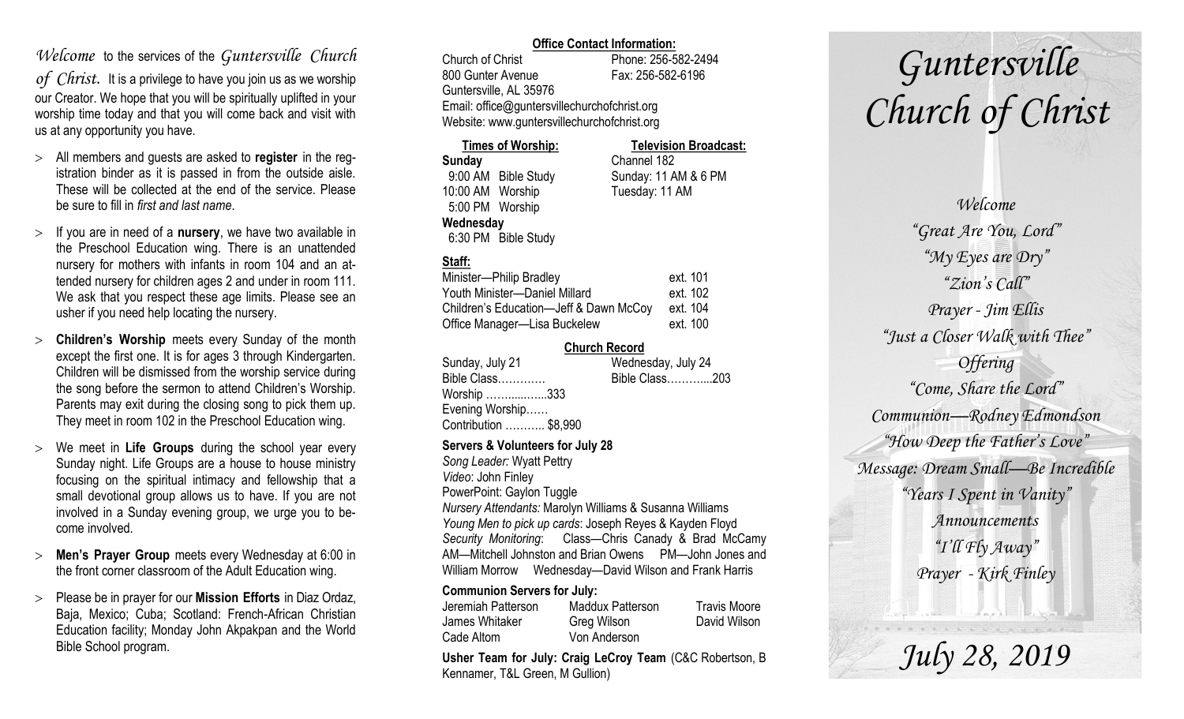*Welcome* to the services of the *Guntersville Church of Christ*. It is a privilege to have you join us as we worship our Creator. We hope that you will be spiritually uplifted in your worship time today and that you will come back and visit with us at any opportunity you have.

- All members and guests are asked to **register** in the registration binder as it is passed in from the outside aisle. These will be collected at the end of the service. Please be sure to fill in *first and last name*.
- If you are in need of a **nursery**, we have two available in the Preschool Education wing. There is an unattended nursery for mothers with infants in room 104 and an attended nursery for children ages 2 and under in room 111. We ask that you respect these age limits. Please see an usher if you need help locating the nursery.
- **Children's Worship** meets every Sunday of the month except the first one. It is for ages 3 through Kindergarten. Children will be dismissed from the worship service during the song before the sermon to attend Children's Worship. Parents may exit during the closing song to pick them up. They meet in room 102 in the Preschool Education wing.
- We meet in **Life Groups** during the school year every Sunday night. Life Groups are a house to house ministry focusing on the spiritual intimacy and fellowship that a small devotional group allows us to have. If you are not involved in a Sunday evening group, we urge you to become involved.
- **Men's Prayer Group** meets every Wednesday at 6:00 in the front corner classroom of the Adult Education wing.
- Please be in prayer for our **Mission Efforts** in Diaz Ordaz, Baja, Mexico; Cuba; Scotland: French-African Christian Education facility; Monday John Akpakpan and the World Bible School program.

**Office Contact Information:**

Church of Christ — Phone: 256-582-2494
800 Gunter Avenue — Fax: 256-582-6196
Guntersville, AL 35976
Email: office@guntersvillechurchofchrist.org
Website: www.guntersvillechurchofchrist.org

**Times of Worship:**

**Sunday**
9:00 AM Bible Study
10:00 AM Worship
5:00 PM Worship
**Wednesday**
6:30 PM Bible Study

**Television Broadcast:**

Channel 182
Sunday: 11 AM & 6 PM
Tuesday: 11 AM

**Staff:**

| | |
|---|---|
| Minister—Philip Bradley | ext. 101 |
| Youth Minister—Daniel Millard | ext. 102 |
| Children's Education—Jeff & Dawn McCoy | ext. 104 |
| Office Manager—Lisa Buckelew | ext. 100 |

**Church Record**

Sunday, July 21
Bible Class…………
Worship ……......…..333
Evening Worship……
Contribution ……….. $8,990

Wednesday, July 24
Bible Class………....203

**Servers & Volunteers for July 28**

*Song Leader:* Wyatt Pettry
*Video*: John Finley
PowerPoint: Gaylon Tuggle
*Nursery Attendants:* Marolyn Williams & Susanna Williams
*Young Men to pick up cards*: Joseph Reyes & Kayden Floyd
*Security Monitoring*: Class—Chris Canady & Brad McCamy AM—Mitchell Johnston and Brian Owens PM—John Jones and William Morrow Wednesday—David Wilson and Frank Harris

**Communion Servers for July:**

| | | |
|---|---|---|
| Jeremiah Patterson | Maddux Patterson | Travis Moore |
| James Whitaker | Greg Wilson | David Wilson |
| Cade Altom | Von Anderson | |

**Usher Team for July: Craig LeCroy Team** (C&C Robertson, B Kennamer, T&L Green, M Gullion)

# *Guntersville Church of Christ*

*Welcome*
*"Great Are You, Lord"*
*"My Eyes are Dry"*
*"Zion's Call"*
*Prayer - Jim Ellis*
*"Just a Closer Walk with Thee"*
*Offering*
*"Come, Share the Lord"*
*Communion—Rodney Edmondson*
*"How Deep the Father's Love"*
*Message: Dream Small—Be Incredible*
*"Years I Spent in Vanity"*
*Announcements*
*"I'll Fly Away"*
*Prayer - Kirk Finley*

## *July 28, 2019*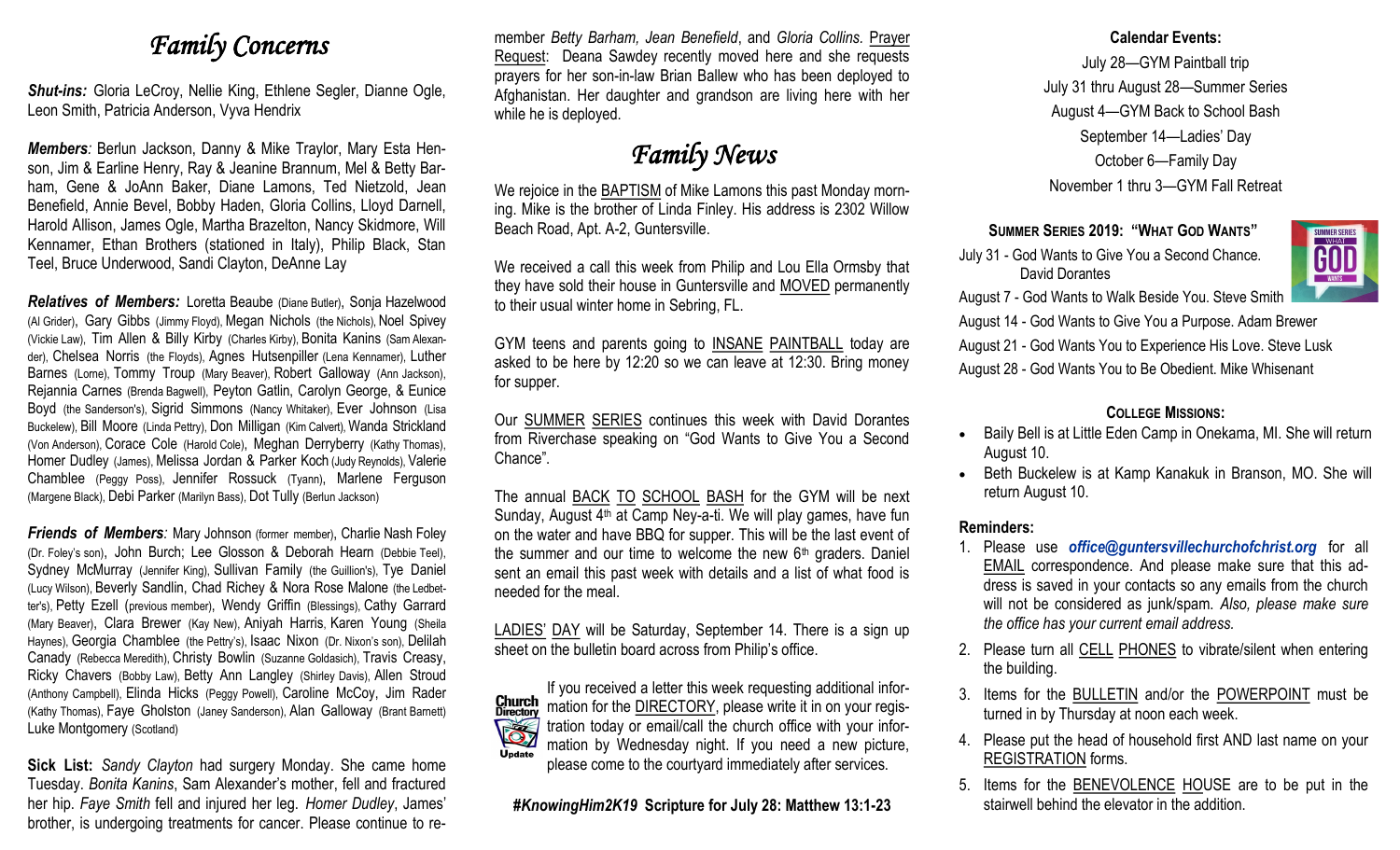# Family Concerns

***Shut-ins:*** Gloria LeCroy, Nellie King, Ethlene Segler, Dianne Ogle, Leon Smith, Patricia Anderson, Vyva Hendrix

***Members:*** Berlun Jackson, Danny & Mike Traylor, Mary Esta Henson, Jim & Earline Henry, Ray & Jeanine Brannum, Mel & Betty Barham, Gene & JoAnn Baker, Diane Lamons, Ted Nietzold, Jean Benefield, Annie Bevel, Bobby Haden, Gloria Collins, Lloyd Darnell, Harold Allison, James Ogle, Martha Brazelton, Nancy Skidmore, Will Kennamer, Ethan Brothers (stationed in Italy), Philip Black, Stan Teel, Bruce Underwood, Sandi Clayton, DeAnne Lay

***Relatives of Members:*** Loretta Beaube (Diane Butler), Sonja Hazelwood (Al Grider), Gary Gibbs (Jimmy Floyd), Megan Nichols (the Nichols), Noel Spivey (Vickie Law), Tim Allen & Billy Kirby (Charles Kirby), Bonita Kanins (Sam Alexander), Chelsea Norris (the Floyds), Agnes Hutsenpiller (Lena Kennamer), Luther Barnes (Lorne), Tommy Troup (Mary Beaver), Robert Galloway (Ann Jackson), Rejannia Carnes (Brenda Bagwell), Peyton Gatlin, Carolyn George, & Eunice Boyd (the Sanderson's), Sigrid Simmons (Nancy Whitaker), Ever Johnson (Lisa Buckelew), Bill Moore (Linda Pettry), Don Milligan (Kim Calvert), Wanda Strickland (Von Anderson), Corace Cole (Harold Cole), Meghan Derryberry (Kathy Thomas), Homer Dudley (James), Melissa Jordan & Parker Koch (Judy Reynolds), Valerie Chamblee (Peggy Poss), Jennifer Rossuck (Tyann), Marlene Ferguson (Margene Black), Debi Parker (Marilyn Bass), Dot Tully (Berlun Jackson)

***Friends of Members:*** Mary Johnson (former member), Charlie Nash Foley (Dr. Foley's son), John Burch; Lee Glosson & Deborah Hearn (Debbie Teel), Sydney McMurray (Jennifer King), Sullivan Family (the Guillion's), Tye Daniel (Lucy Wilson), Beverly Sandlin, Chad Richey & Nora Rose Malone (the Ledbetter's), Petty Ezell (previous member), Wendy Griffin (Blessings), Cathy Garrard (Mary Beaver), Clara Brewer (Kay New), Aniyah Harris, Karen Young (Sheila Haynes), Georgia Chamblee (the Pettry's), Isaac Nixon (Dr. Nixon's son), Delilah Canady (Rebecca Meredith), Christy Bowlin (Suzanne Goldasich), Travis Creasy, Ricky Chavers (Bobby Law), Betty Ann Langley (Shirley Davis), Allen Stroud (Anthony Campbell), Elinda Hicks (Peggy Powell), Caroline McCoy, Jim Rader (Kathy Thomas), Faye Gholston (Janey Sanderson), Alan Galloway (Brant Barnett) Luke Montgomery (Scotland)

**Sick List:** *Sandy Clayton* had surgery Monday. She came home Tuesday. *Bonita Kanins*, Sam Alexander's mother, fell and fractured her hip. *Faye Smith* fell and injured her leg. *Homer Dudley*, James' brother, is undergoing treatments for cancer. Please continue to remember *Betty Barham, Jean Benefield*, and *Gloria Collins*. Prayer Request: Deana Sawdey recently moved here and she requests prayers for her son-in-law Brian Ballew who has been deployed to Afghanistan. Her daughter and grandson are living here with her while he is deployed.

# Family News

We rejoice in the BAPTISM of Mike Lamons this past Monday morning. Mike is the brother of Linda Finley. His address is 2302 Willow Beach Road, Apt. A-2, Guntersville.

We received a call this week from Philip and Lou Ella Ormsby that they have sold their house in Guntersville and MOVED permanently to their usual winter home in Sebring, FL.

GYM teens and parents going to INSANE PAINTBALL today are asked to be here by 12:20 so we can leave at 12:30. Bring money for supper.

Our SUMMER SERIES continues this week with David Dorantes from Riverchase speaking on "God Wants to Give You a Second Chance".

The annual BACK TO SCHOOL BASH for the GYM will be next Sunday, August 4th at Camp Ney-a-ti. We will play games, have fun on the water and have BBQ for supper. This will be the last event of the summer and our time to welcome the new 6th graders. Daniel sent an email this past week with details and a list of what food is needed for the meal.

LADIES' DAY will be Saturday, September 14. There is a sign up sheet on the bulletin board across from Philip's office.

If you received a letter this week requesting additional information for the DIRECTORY, please write it in on your registration today or email/call the church office with your information by Wednesday night. If you need a new picture, please come to the courtyard immediately after services.

***#KnowingHim2K19*** **Scripture for July 28: Matthew 13:1-23**

**Calendar Events:**

July 28—GYM Paintball trip
July 31 thru August 28—Summer Series
August 4—GYM Back to School Bash
September 14—Ladies' Day
October 6—Family Day
November 1 thru 3—GYM Fall Retreat

**SUMMER SERIES 2019: "WHAT GOD WANTS"**

July 31 - God Wants to Give You a Second Chance. David Dorantes
August 7 - God Wants to Walk Beside You. Steve Smith
August 14 - God Wants to Give You a Purpose. Adam Brewer
August 21 - God Wants You to Experience His Love. Steve Lusk
August 28 - God Wants You to Be Obedient. Mike Whisenant

**COLLEGE MISSIONS:**

- Baily Bell is at Little Eden Camp in Onekama, MI. She will return August 10.
- Beth Buckelew is at Kamp Kanakuk in Branson, MO. She will return August 10.

**Reminders:**

1. Please use ***office@guntersvillechurchofchrist.org*** for all EMAIL correspondence. And please make sure that this address is saved in your contacts so any emails from the church will not be considered as junk/spam. *Also, please make sure the office has your current email address.*
2. Please turn all CELL PHONES to vibrate/silent when entering the building.
3. Items for the BULLETIN and/or the POWERPOINT must be turned in by Thursday at noon each week.
4. Please put the head of household first AND last name on your REGISTRATION forms.
5. Items for the BENEVOLENCE HOUSE are to be put in the stairwell behind the elevator in the addition.